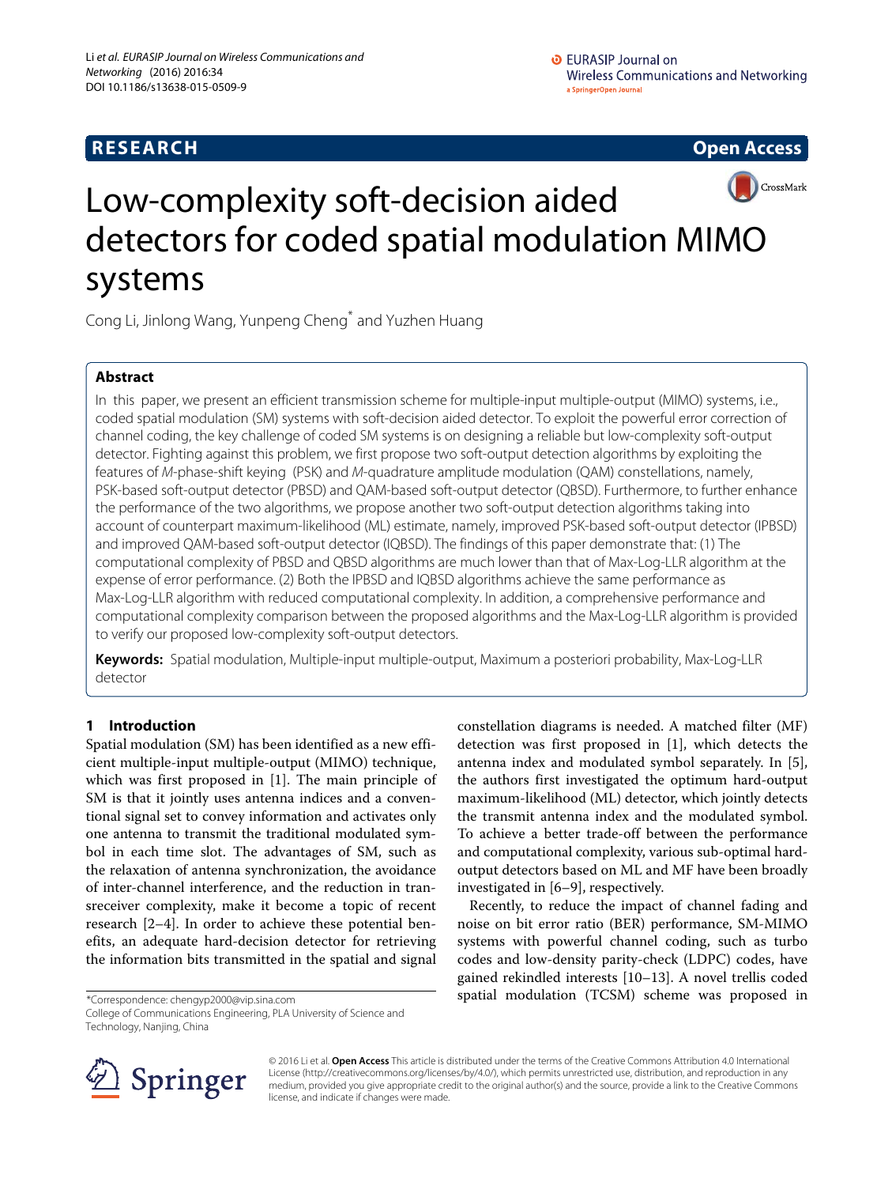RESEARCH

Open Access

# Low-complexity soft-decision aided detectors for coded spatial modulation MIMO systems

Cong Li, Jinlong Wang, Yunpeng Cheng* and Yuzhen Huang

## Abstract

In this paper, we present an efficient transmission scheme for multiple-input multiple-output (MIMO) systems, i.e., coded spatial modulation (SM) systems with soft-decision aided detector. To exploit the powerful error correction of channel coding, the key challenge of coded SM systems is on designing a reliable but low-complexity soft-output detector. Fighting against this problem, we first propose two soft-output detection algorithms by exploiting the features of *M*-phase-shift keying (PSK) and *M*-quadrature amplitude modulation (QAM) constellations, namely, PSK-based soft-output detector (PBSD) and QAM-based soft-output detector (QBSD). Furthermore, to further enhance the performance of the two algorithms, we propose another two soft-output detection algorithms taking into account of counterpart maximum-likelihood (ML) estimate, namely, improved PSK-based soft-output detector (IPBSD) and improved QAM-based soft-output detector (IQBSD). The findings of this paper demonstrate that: (1) The computational complexity of PBSD and QBSD algorithms are much lower than that of Max-Log-LLR algorithm at the expense of error performance. (2) Both the IPBSD and IQBSD algorithms achieve the same performance as Max-Log-LLR algorithm with reduced computational complexity. In addition, a comprehensive performance and computational complexity comparison between the proposed algorithms and the Max-Log-LLR algorithm is provided to verify our proposed low-complexity soft-output detectors.

**Keywords:** Spatial modulation, Multiple-input multiple-output, Maximum a posteriori probability, Max-Log-LLR detector

## 1 Introduction

Spatial modulation (SM) has been identified as a new efficient multiple-input multiple-output (MIMO) technique, which was first proposed in [1]. The main principle of SM is that it jointly uses antenna indices and a conventional signal set to convey information and activates only one antenna to transmit the traditional modulated symbol in each time slot. The advantages of SM, such as the relaxation of antenna synchronization, the avoidance of inter-channel interference, and the reduction in transreceiver complexity, make it become a topic of recent research [2–4]. In order to achieve these potential benefits, an adequate hard-decision detector for retrieving the information bits transmitted in the spatial and signal constellation diagrams is needed. A matched filter (MF) detection was first proposed in [1], which detects the antenna index and modulated symbol separately. In [5], the authors first investigated the optimum hard-output maximum-likelihood (ML) detector, which jointly detects the transmit antenna index and the modulated symbol. To achieve a better trade-off between the performance and computational complexity, various sub-optimal hard-output detectors based on ML and MF have been broadly investigated in [6–9], respectively.

Recently, to reduce the impact of channel fading and noise on bit error ratio (BER) performance, SM-MIMO systems with powerful channel coding, such as turbo codes and low-density parity-check (LDPC) codes, have gained rekindled interests [10–13]. A novel trellis coded spatial modulation (TCSM) scheme was proposed in

*Correspondence: chengyp2000@vip.sina.com
College of Communications Engineering, PLA University of Science and Technology, Nanjing, China

© 2016 Li et al. **Open Access** This article is distributed under the terms of the Creative Commons Attribution 4.0 International License (http://creativecommons.org/licenses/by/4.0/), which permits unrestricted use, distribution, and reproduction in any medium, provided you give appropriate credit to the original author(s) and the source, provide a link to the Creative Commons license, and indicate if changes were made.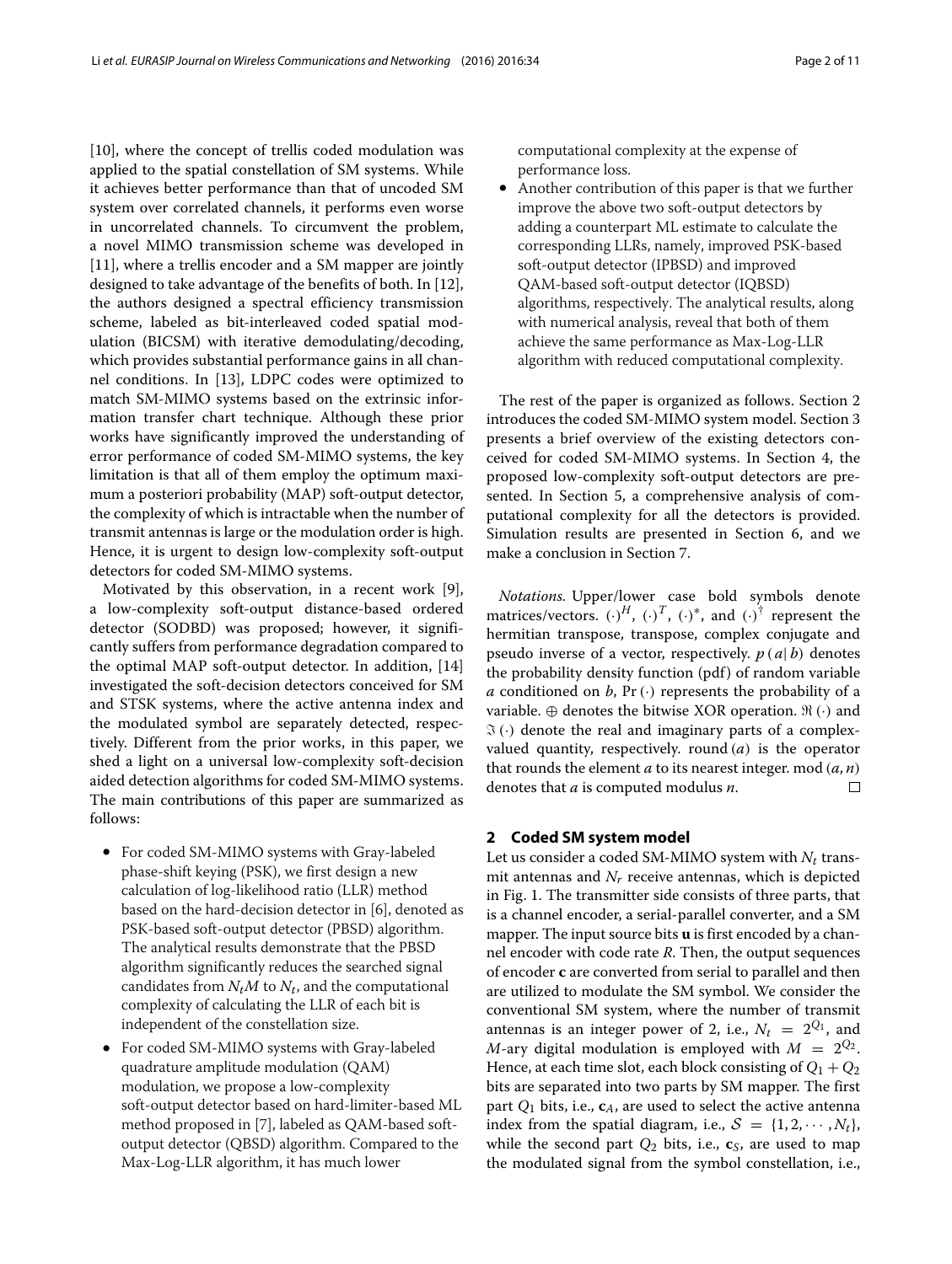[10], where the concept of trellis coded modulation was applied to the spatial constellation of SM systems. While it achieves better performance than that of uncoded SM system over correlated channels, it performs even worse in uncorrelated channels. To circumvent the problem, a novel MIMO transmission scheme was developed in [11], where a trellis encoder and a SM mapper are jointly designed to take advantage of the benefits of both. In [12], the authors designed a spectral efficiency transmission scheme, labeled as bit-interleaved coded spatial modulation (BICSM) with iterative demodulating/decoding, which provides substantial performance gains in all channel conditions. In [13], LDPC codes were optimized to match SM-MIMO systems based on the extrinsic information transfer chart technique. Although these prior works have significantly improved the understanding of error performance of coded SM-MIMO systems, the key limitation is that all of them employ the optimum maximum a posteriori probability (MAP) soft-output detector, the complexity of which is intractable when the number of transmit antennas is large or the modulation order is high. Hence, it is urgent to design low-complexity soft-output detectors for coded SM-MIMO systems.

Motivated by this observation, in a recent work [9], a low-complexity soft-output distance-based ordered detector (SODBD) was proposed; however, it significantly suffers from performance degradation compared to the optimal MAP soft-output detector. In addition, [14] investigated the soft-decision detectors conceived for SM and STSK systems, where the active antenna index and the modulated symbol are separately detected, respectively. Different from the prior works, in this paper, we shed a light on a universal low-complexity soft-decision aided detection algorithms for coded SM-MIMO systems. The main contributions of this paper are summarized as follows:

- For coded SM-MIMO systems with Gray-labeled phase-shift keying (PSK), we first design a new calculation of log-likelihood ratio (LLR) method based on the hard-decision detector in [6], denoted as PSK-based soft-output detector (PBSD) algorithm. The analytical results demonstrate that the PBSD algorithm significantly reduces the searched signal candidates from $N_t M$ to $N_t$, and the computational complexity of calculating the LLR of each bit is independent of the constellation size.
- For coded SM-MIMO systems with Gray-labeled quadrature amplitude modulation (QAM) modulation, we propose a low-complexity soft-output detector based on hard-limiter-based ML method proposed in [7], labeled as QAM-based soft-output detector (QBSD) algorithm. Compared to the Max-Log-LLR algorithm, it has much lower computational complexity at the expense of performance loss.
- Another contribution of this paper is that we further improve the above two soft-output detectors by adding a counterpart ML estimate to calculate the corresponding LLRs, namely, improved PSK-based soft-output detector (IPBSD) and improved QAM-based soft-output detector (IQBSD) algorithms, respectively. The analytical results, along with numerical analysis, reveal that both of them achieve the same performance as Max-Log-LLR algorithm with reduced computational complexity.

The rest of the paper is organized as follows. Section 2 introduces the coded SM-MIMO system model. Section 3 presents a brief overview of the existing detectors conceived for coded SM-MIMO systems. In Section 4, the proposed low-complexity soft-output detectors are presented. In Section 5, a comprehensive analysis of computational complexity for all the detectors is provided. Simulation results are presented in Section 6, and we make a conclusion in Section 7.

*Notations.* Upper/lower case bold symbols denote matrices/vectors. $(\cdot)^H$, $(\cdot)^T$, $(\cdot)^*$, and $(\cdot)^\dagger$ represent the hermitian transpose, transpose, complex conjugate and pseudo inverse of a vector, respectively. $p\left(a|\,b\right)$ denotes the probability density function (pdf) of random variable $a$ conditioned on $b$, $\Pr\left(\cdot\right)$ represents the probability of a variable. $\oplus$ denotes the bitwise XOR operation. $\Re\left(\cdot\right)$ and $\Im\left(\cdot\right)$ denote the real and imaginary parts of a complex-valued quantity, respectively. round $(a)$ is the operator that rounds the element $a$ to its nearest integer. mod $(a, n)$ denotes that $a$ is computed modulus $n$. □

## 2 Coded SM system model

Let us consider a coded SM-MIMO system with $N_t$ transmit antennas and $N_r$ receive antennas, which is depicted in Fig. 1. The transmitter side consists of three parts, that is a channel encoder, a serial-parallel converter, and a SM mapper. The input source bits $\mathbf{u}$ is first encoded by a channel encoder with code rate $R$. Then, the output sequences of encoder $\mathbf{c}$ are converted from serial to parallel and then are utilized to modulate the SM symbol. We consider the conventional SM system, where the number of transmit antennas is an integer power of 2, i.e., $N_t = 2^{Q_1}$, and $M$-ary digital modulation is employed with $M = 2^{Q_2}$. Hence, at each time slot, each block consisting of $Q_1 + Q_2$ bits are separated into two parts by SM mapper. The first part $Q_1$ bits, i.e., $\mathbf{c}_A$, are used to select the active antenna index from the spatial diagram, i.e., $\mathcal{S} = \{1, 2, \cdots, N_t\}$, while the second part $Q_2$ bits, i.e., $\mathbf{c}_S$, are used to map the modulated signal from the symbol constellation, i.e.,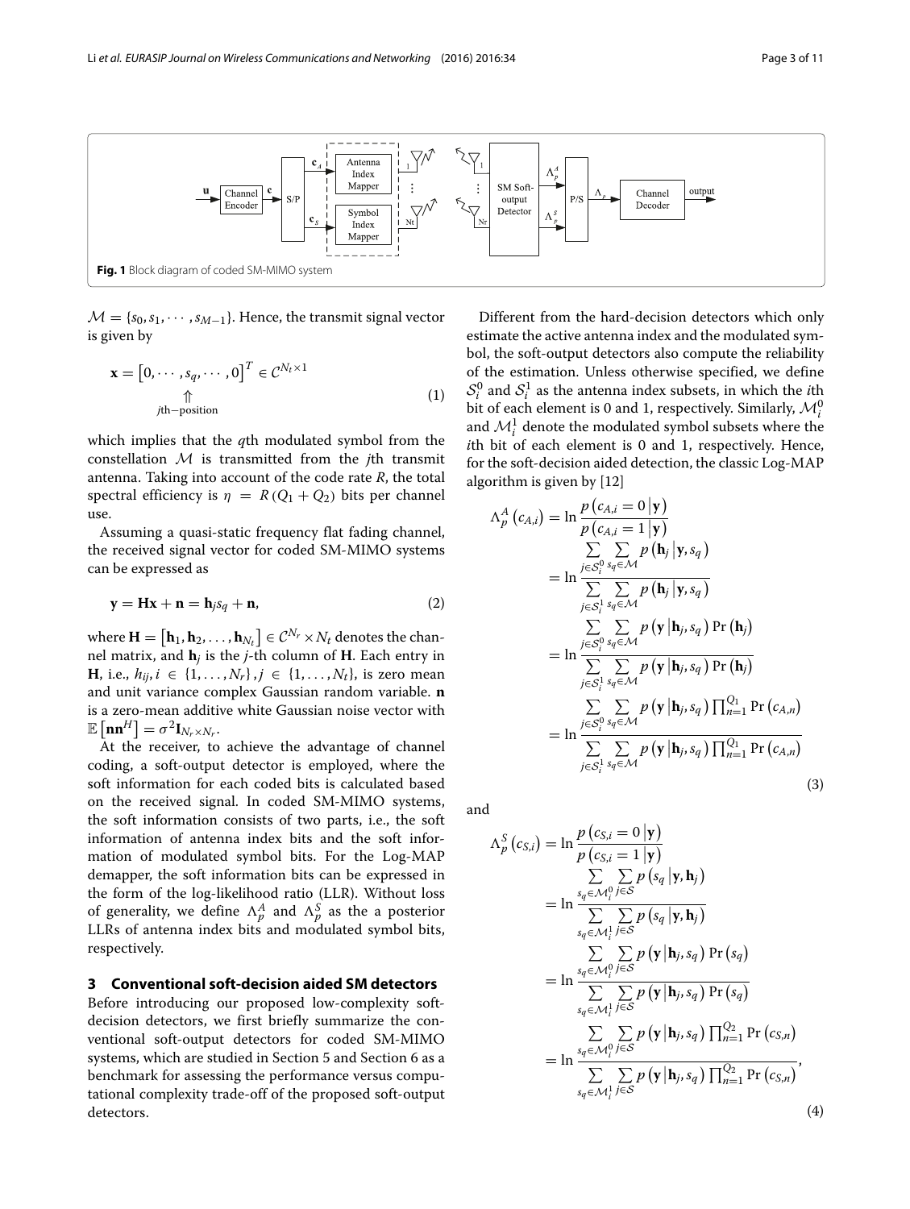Fig. 1 Block diagram of coded SM-MIMO system

$\mathcal{M} = \{s_0, s_1, \cdots, s_{M-1}\}$. Hence, the transmit signal vector is given by

$$\mathbf{x} = \left[0, \cdots, s_q, \cdots, 0\right]^T \in \mathcal{C}^{N_t \times 1} \tag{1}$$

(with $s_q$ at the $j$th position)

which implies that the $q$th modulated symbol from the constellation $\mathcal{M}$ is transmitted from the $j$th transmit antenna. Taking into account of the code rate $R$, the total spectral efficiency is $\eta = R(Q_1 + Q_2)$ bits per channel use.

Assuming a quasi-static frequency flat fading channel, the received signal vector for coded SM-MIMO systems can be expressed as

$$\mathbf{y} = \mathbf{H}\mathbf{x} + \mathbf{n} = \mathbf{h}_j s_q + \mathbf{n}, \tag{2}$$

where $\mathbf{H} = \left[\mathbf{h}_1, \mathbf{h}_2, \ldots, \mathbf{h}_{N_t}\right] \in \mathcal{C}^{N_r} \times N_t$ denotes the channel matrix, and $\mathbf{h}_j$ is the $j$-th column of $\mathbf{H}$. Each entry in $\mathbf{H}$, i.e., $h_{ij}, i \in \{1, \ldots, N_r\}, j \in \{1, \ldots, N_t\}$, is zero mean and unit variance complex Gaussian random variable. $\mathbf{n}$ is a zero-mean additive white Gaussian noise vector with $\mathbb{E}\left[\mathbf{n}\mathbf{n}^H\right] = \sigma^2 \mathbf{I}_{N_r \times N_r}$.

At the receiver, to achieve the advantage of channel coding, a soft-output detector is employed, where the soft information for each coded bits is calculated based on the received signal. In coded SM-MIMO systems, the soft information consists of two parts, i.e., the soft information of antenna index bits and the soft information of modulated symbol bits. For the Log-MAP demapper, the soft information bits can be expressed in the form of the log-likelihood ratio (LLR). Without loss of generality, we define $\Lambda_p^A$ and $\Lambda_p^S$ as the a posterior LLRs of antenna index bits and modulated symbol bits, respectively.

## 3 Conventional soft-decision aided SM detectors

Before introducing our proposed low-complexity soft-decision detectors, we first briefly summarize the conventional soft-output detectors for coded SM-MIMO systems, which are studied in Section 5 and Section 6 as a benchmark for assessing the performance versus computational complexity trade-off of the proposed soft-output detectors.

Different from the hard-decision detectors which only estimate the active antenna index and the modulated symbol, the soft-output detectors also compute the reliability of the estimation. Unless otherwise specified, we define $\mathcal{S}_i^0$ and $\mathcal{S}_i^1$ as the antenna index subsets, in which the $i$th bit of each element is 0 and 1, respectively. Similarly, $\mathcal{M}_i^0$ and $\mathcal{M}_i^1$ denote the modulated symbol subsets where the $i$th bit of each element is 0 and 1, respectively. Hence, for the soft-decision aided detection, the classic Log-MAP algorithm is given by [12]

$$\begin{aligned}
\Lambda_p^A\left(c_{A,i}\right) &= \ln \frac{p\left(c_{A,i} = 0 \left|\mathbf{y}\right.\right)}{p\left(c_{A,i} = 1 \left|\mathbf{y}\right.\right)} \\
&= \ln \frac{\sum\limits_{j \in \mathcal{S}_i^0} \sum\limits_{s_q \in \mathcal{M}} p\left(\mathbf{h}_j \left|\mathbf{y}, s_q\right.\right)}{\sum\limits_{j \in \mathcal{S}_i^1} \sum\limits_{s_q \in \mathcal{M}} p\left(\mathbf{h}_j \left|\mathbf{y}, s_q\right.\right)} \\
&= \ln \frac{\sum\limits_{j \in \mathcal{S}_i^0} \sum\limits_{s_q \in \mathcal{M}} p\left(\mathbf{y} \left|\mathbf{h}_j, s_q\right.\right) \Pr\left(\mathbf{h}_j\right)}{\sum\limits_{j \in \mathcal{S}_i^1} \sum\limits_{s_q \in \mathcal{M}} p\left(\mathbf{y} \left|\mathbf{h}_j, s_q\right.\right) \Pr\left(\mathbf{h}_j\right)} \\
&= \ln \frac{\sum\limits_{j \in \mathcal{S}_i^0} \sum\limits_{s_q \in \mathcal{M}} p\left(\mathbf{y} \left|\mathbf{h}_j, s_q\right.\right) \prod_{n=1}^{Q_1} \Pr\left(c_{A,n}\right)}{\sum\limits_{j \in \mathcal{S}_i^1} \sum\limits_{s_q \in \mathcal{M}} p\left(\mathbf{y} \left|\mathbf{h}_j, s_q\right.\right) \prod_{n=1}^{Q_1} \Pr\left(c_{A,n}\right)}
\end{aligned} \tag{3}$$

and

$$\begin{aligned}
\Lambda_p^S\left(c_{S,i}\right) &= \ln \frac{p\left(c_{S,i} = 0 \left|\mathbf{y}\right.\right)}{p\left(c_{S,i} = 1 \left|\mathbf{y}\right.\right)} \\
&= \ln \frac{\sum\limits_{s_q \in \mathcal{M}_i^0} \sum\limits_{j \in \mathcal{S}} p\left(s_q \left|\mathbf{y}, \mathbf{h}_j\right.\right)}{\sum\limits_{s_q \in \mathcal{M}_i^1} \sum\limits_{j \in \mathcal{S}} p\left(s_q \left|\mathbf{y}, \mathbf{h}_j\right.\right)} \\
&= \ln \frac{\sum\limits_{s_q \in \mathcal{M}_i^0} \sum\limits_{j \in \mathcal{S}} p\left(\mathbf{y} \left|\mathbf{h}_j, s_q\right.\right) \Pr\left(s_q\right)}{\sum\limits_{s_q \in \mathcal{M}_i^1} \sum\limits_{j \in \mathcal{S}} p\left(\mathbf{y} \left|\mathbf{h}_j, s_q\right.\right) \Pr\left(s_q\right)} \\
&= \ln \frac{\sum\limits_{s_q \in \mathcal{M}_i^0} \sum\limits_{j \in \mathcal{S}} p\left(\mathbf{y} \left|\mathbf{h}_j, s_q\right.\right) \prod_{n=1}^{Q_2} \Pr\left(c_{S,n}\right)}{\sum\limits_{s_q \in \mathcal{M}_i^1} \sum\limits_{j \in \mathcal{S}} p\left(\mathbf{y} \left|\mathbf{h}_j, s_q\right.\right) \prod_{n=1}^{Q_2} \Pr\left(c_{S,n}\right)},
\end{aligned} \tag{4}$$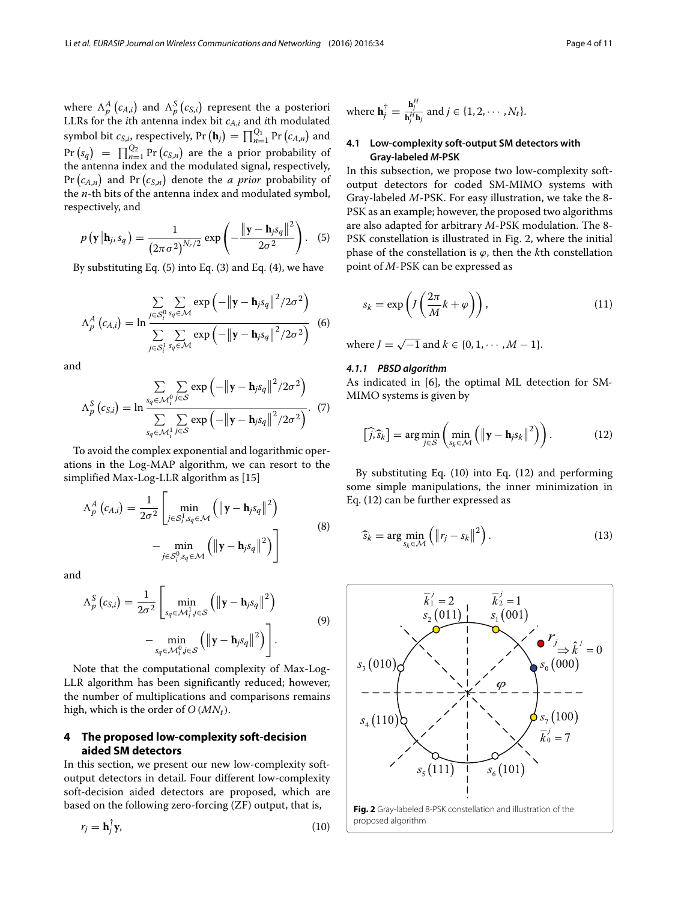where $\Lambda_p^A(c_{A,i})$ and $\Lambda_p^S(c_{S,i})$ represent the a posteriori LLRs for the $i$th antenna index bit $c_{A,i}$ and $i$th modulated symbol bit $c_{S,i}$, respectively, $\Pr(\mathbf{h}_j) = \prod_{n=1}^{Q_1} \Pr(c_{A,n})$ and $\Pr(s_q) = \prod_{n=1}^{Q_2} \Pr(c_{S,n})$ are the a prior probability of the antenna index and the modulated signal, respectively, $\Pr(c_{A,n})$ and $\Pr(c_{S,n})$ denote the *a prior* probability of the $n$-th bits of the antenna index and modulated symbol, respectively, and

$$p(\mathbf{y}|\mathbf{h}_j, s_q) = \frac{1}{(2\pi\sigma^2)^{N_r/2}} \exp\left(-\frac{\|\mathbf{y} - \mathbf{h}_j s_q\|^2}{2\sigma^2}\right). \quad (5)$$

By substituting Eq. (5) into Eq. (3) and Eq. (4), we have

$$\Lambda_p^A(c_{A,i}) = \ln \frac{\sum\limits_{j \in \mathcal{S}_i^0} \sum\limits_{s_q \in \mathcal{M}} \exp\left(-\|\mathbf{y} - \mathbf{h}_j s_q\|^2 / 2\sigma^2\right)}{\sum\limits_{j \in \mathcal{S}_i^1} \sum\limits_{s_q \in \mathcal{M}} \exp\left(-\|\mathbf{y} - \mathbf{h}_j s_q\|^2 / 2\sigma^2\right)} \quad (6)$$

and

$$\Lambda_p^S(c_{S,i}) = \ln \frac{\sum\limits_{s_q \in \mathcal{M}_i^0} \sum\limits_{j \in \mathcal{S}} \exp\left(-\|\mathbf{y} - \mathbf{h}_j s_q\|^2 / 2\sigma^2\right)}{\sum\limits_{s_q \in \mathcal{M}_i^1} \sum\limits_{j \in \mathcal{S}} \exp\left(-\|\mathbf{y} - \mathbf{h}_j s_q\|^2 / 2\sigma^2\right)}. \quad (7)$$

To avoid the complex exponential and logarithmic operations in the Log-MAP algorithm, we can resort to the simplified Max-Log-LLR algorithm as [15]

$$\Lambda_p^A(c_{A,i}) = \frac{1}{2\sigma^2}\left[\min_{j \in \mathcal{S}_i^1, s_q \in \mathcal{M}} \left(\|\mathbf{y} - \mathbf{h}_j s_q\|^2\right) - \min_{j \in \mathcal{S}_i^0, s_q \in \mathcal{M}} \left(\|\mathbf{y} - \mathbf{h}_j s_q\|^2\right)\right] \quad (8)$$

and

$$\Lambda_p^S(c_{S,i}) = \frac{1}{2\sigma^2}\left[\min_{s_q \in \mathcal{M}_i^1, j \in \mathcal{S}} \left(\|\mathbf{y} - \mathbf{h}_j s_q\|^2\right) - \min_{s_q \in \mathcal{M}_i^0, j \in \mathcal{S}} \left(\|\mathbf{y} - \mathbf{h}_j s_q\|^2\right)\right]. \quad (9)$$

Note that the computational complexity of Max-Log-LLR algorithm has been significantly reduced; however, the number of multiplications and comparisons remains high, which is the order of $O(MN_t)$.

## 4 The proposed low-complexity soft-decision aided SM detectors

In this section, we present our new low-complexity soft-output detectors in detail. Four different low-complexity soft-decision aided detectors are proposed, which are based on the following zero-forcing (ZF) output, that is,

$$r_j = \mathbf{h}_j^{\dagger} \mathbf{y}, \quad (10)$$

where $\mathbf{h}_j^{\dagger} = \frac{\mathbf{h}_j^H}{\mathbf{h}_j^H \mathbf{h}_j}$ and $j \in \{1, 2, \cdots, N_t\}$.

### 4.1 Low-complexity soft-output SM detectors with Gray-labeled *M*-PSK

In this subsection, we propose two low-complexity soft-output detectors for coded SM-MIMO systems with Gray-labeled $M$-PSK. For easy illustration, we take the 8-PSK as an example; however, the proposed two algorithms are also adapted for arbitrary $M$-PSK modulation. The 8-PSK constellation is illustrated in Fig. 2, where the initial phase of the constellation is $\varphi$, then the $k$th constellation point of $M$-PSK can be expressed as

$$s_k = \exp\left(J\left(\frac{2\pi}{M}k + \varphi\right)\right), \quad (11)$$

where $J = \sqrt{-1}$ and $k \in \{0, 1, \cdots, M-1\}$.

#### *4.1.1 PBSD algorithm*

As indicated in [6], the optimal ML detection for SM-MIMO systems is given by

$$[\hat{j}, \hat{s}_k] = \arg\min_{j \in \mathcal{S}} \left(\min_{s_k \in \mathcal{M}} \left(\|\mathbf{y} - \mathbf{h}_j s_k\|^2\right)\right). \quad (12)$$

By substituting Eq. (10) into Eq. (12) and performing some simple manipulations, the inner minimization in Eq. (12) can be further expressed as

$$\hat{s}_k = \arg\min_{s_k \in \mathcal{M}} \left(\|r_j - s_k\|^2\right). \quad (13)$$

**Fig. 2** Gray-labeled 8-PSK constellation and illustration of the proposed algorithm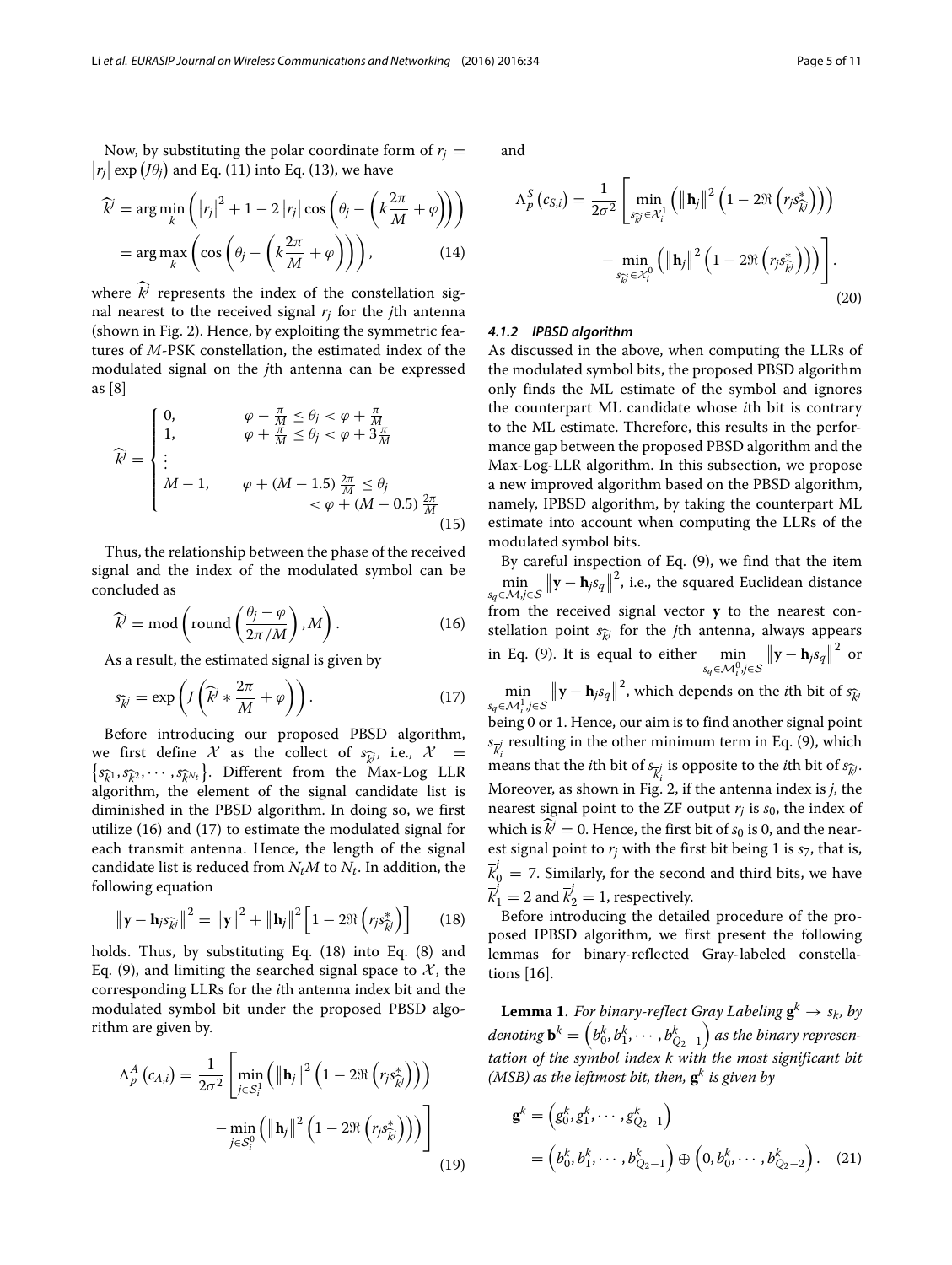Now, by substituting the polar coordinate form of $r_j = |r_j| \exp(J\theta_j)$ and Eq. (11) into Eq. (13), we have

$$\widehat{k}^j = \arg\min_k \left( |r_j|^2 + 1 - 2|r_j| \cos\left(\theta_j - \left(k\frac{2\pi}{M} + \varphi\right)\right)\right) = \arg\max_k \left( \cos\left(\theta_j - \left(k\frac{2\pi}{M} + \varphi\right)\right)\right), \tag{14}$$

where $\widehat{k}^j$ represents the index of the constellation signal nearest to the received signal $r_j$ for the $j$th antenna (shown in Fig. 2). Hence, by exploiting the symmetric features of $M$-PSK constellation, the estimated index of the modulated signal on the $j$th antenna can be expressed as [8]

$$\widehat{k}^j = \begin{cases} 0, & \varphi - \frac{\pi}{M} \le \theta_j < \varphi + \frac{\pi}{M} \\ 1, & \varphi + \frac{\pi}{M} \le \theta_j < \varphi + 3\frac{\pi}{M} \\ \vdots & \\ M-1, & \varphi + (M-1.5)\frac{2\pi}{M} \le \theta_j < \varphi + (M-0.5)\frac{2\pi}{M} \end{cases} \tag{15}$$

Thus, the relationship between the phase of the received signal and the index of the modulated symbol can be concluded as

$$\widehat{k}^j = \mathrm{mod}\left(\mathrm{round}\left(\frac{\theta_j - \varphi}{2\pi/M}\right), M\right). \tag{16}$$

As a result, the estimated signal is given by

$$s_{\widehat{k}^j} = \exp\left(J\left(\widehat{k}^j * \frac{2\pi}{M} + \varphi\right)\right). \tag{17}$$

Before introducing our proposed PBSD algorithm, we first define $\mathcal{X}$ as the collect of $s_{\widehat{k}^j}$, i.e., $\mathcal{X} = \{s_{\widehat{k}^1}, s_{\widehat{k}^2}, \cdots, s_{\widehat{k}^{N_t}}\}$. Different from the Max-Log LLR algorithm, the element of the signal candidate list is diminished in the PBSD algorithm. In doing so, we first utilize (16) and (17) to estimate the modulated signal for each transmit antenna. Hence, the length of the signal candidate list is reduced from $N_tM$ to $N_t$. In addition, the following equation

$$\left\|\mathbf{y} - \mathbf{h}_j s_{\widehat{k}^j}\right\|^2 = \|\mathbf{y}\|^2 + \|\mathbf{h}_j\|^2 \left[1 - 2\Re\left(r_j s^*_{\widehat{k}^j}\right)\right] \tag{18}$$

holds. Thus, by substituting Eq. (18) into Eq. (8) and Eq. (9), and limiting the searched signal space to $\mathcal{X}$, the corresponding LLRs for the $i$th antenna index bit and the modulated symbol bit under the proposed PBSD algorithm are given by.

$$\Lambda_p^A(c_{A,i}) = \frac{1}{2\sigma^2}\left[\min_{j \in \mathcal{S}_i^1}\left(\|\mathbf{h}_j\|^2\left(1 - 2\Re\left(r_j s^*_{\widehat{k}^j}\right)\right)\right) - \min_{j \in \mathcal{S}_i^0}\left(\|\mathbf{h}_j\|^2\left(1 - 2\Re\left(r_j s^*_{\widehat{k}^j}\right)\right)\right)\right] \tag{19}$$

and

$$\Lambda_p^S(c_{S,i}) = \frac{1}{2\sigma^2}\left[\min_{s_{\widehat{k}^j} \in \mathcal{X}_i^1}\left(\|\mathbf{h}_j\|^2\left(1 - 2\Re\left(r_j s^*_{\widehat{k}^j}\right)\right)\right) - \min_{s_{\widehat{k}^j} \in \mathcal{X}_i^0}\left(\|\mathbf{h}_j\|^2\left(1 - 2\Re\left(r_j s^*_{\widehat{k}^j}\right)\right)\right)\right]. \tag{20}$$

#### 4.1.2 IPBSD algorithm

As discussed in the above, when computing the LLRs of the modulated symbol bits, the proposed PBSD algorithm only finds the ML estimate of the symbol and ignores the counterpart ML candidate whose $i$th bit is contrary to the ML estimate. Therefore, this results in the performance gap between the proposed PBSD algorithm and the Max-Log-LLR algorithm. In this subsection, we propose a new improved algorithm based on the PBSD algorithm, namely, IPBSD algorithm, by taking the counterpart ML estimate into account when computing the LLRs of the modulated symbol bits.

By careful inspection of Eq. (9), we find that the item $\min_{s_q \in \mathcal{M}, j \in \mathcal{S}} \left\|\mathbf{y} - \mathbf{h}_j s_q\right\|^2$, i.e., the squared Euclidean distance from the received signal vector $\mathbf{y}$ to the nearest constellation point $s_{\widehat{k}^j}$ for the $j$th antenna, always appears in Eq. (9). It is equal to either $\min_{s_q \in \mathcal{M}_i^0, j \in \mathcal{S}} \left\|\mathbf{y} - \mathbf{h}_j s_q\right\|^2$ or $\min_{s_q \in \mathcal{M}_i^1, j \in \mathcal{S}} \left\|\mathbf{y} - \mathbf{h}_j s_q\right\|^2$, which depends on the $i$th bit of $s_{\widehat{k}^j}$ being 0 or 1. Hence, our aim is to find another signal point $s_{\overline{k}_i^j}$ resulting in the other minimum term in Eq. (9), which means that the $i$th bit of $s_{\overline{k}_i^j}$ is opposite to the $i$th bit of $s_{\widehat{k}^j}$. Moreover, as shown in Fig. 2, if the antenna index is $j$, the nearest signal point to the ZF output $r_j$ is $s_0$, the index of which is $\widehat{k}^j = 0$. Hence, the first bit of $s_0$ is 0, and the nearest signal point to $r_j$ with the first bit being 1 is $s_7$, that is, $\overline{k}_0^j = 7$. Similarly, for the second and third bits, we have $\overline{k}_1^j = 2$ and $\overline{k}_2^j = 1$, respectively.

Before introducing the detailed procedure of the proposed IPBSD algorithm, we first present the following lemmas for binary-reflected Gray-labeled constellations [16].

**Lemma 1.** *For binary-reflect Gray Labeling $\mathbf{g}^k \to s_k$, by denoting $\mathbf{b}^k = \left(b_0^k, b_1^k, \cdots, b_{Q_2-1}^k\right)$ as the binary representation of the symbol index $k$ with the most significant bit (MSB) as the leftmost bit, then, $\mathbf{g}^k$ is given by*

$$\mathbf{g}^k = \left(g_0^k, g_1^k, \cdots, g_{Q_2-1}^k\right) = \left(b_0^k, b_1^k, \cdots, b_{Q_2-1}^k\right) \oplus \left(0, b_0^k, \cdots, b_{Q_2-2}^k\right). \tag{21}$$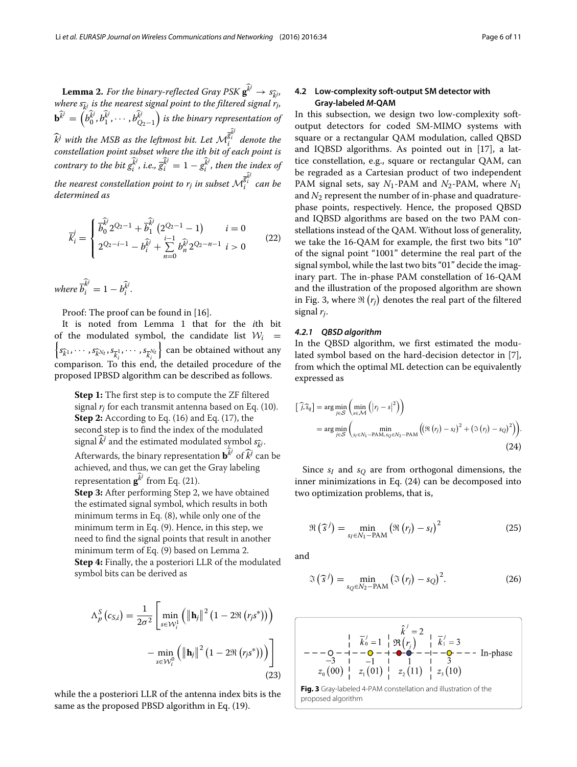**Lemma 2.** *For the binary-reflected Gray PSK $\mathbf{g}^{\widehat{k}^j} \rightarrow s_{\widehat{k}^j}$, where $s_{\widehat{k}^j}$ is the nearest signal point to the filtered signal $r_j$, $\mathbf{b}^{\widehat{k}^j} = \left(b_0^{\widehat{k}^j}, b_1^{\widehat{k}^j}, \cdots, b_{Q_2-1}^{\widehat{k}^j}\right)$ is the binary representation of $\widehat{k}^j$ with the MSB as the leftmost bit. Let $\mathcal{M}_i^{\overline{g}_i^{\widehat{k}^j}}$ denote the constellation point subset where the ith bit of each point is contrary to the bit $g_i^{\widehat{k}^j}$, i.e., $\overline{g}_i^{\widehat{k}^j} = 1 - g_i^{\widehat{k}^j}$, then the index of the nearest constellation point to $r_j$ in subset $\mathcal{M}_i^{\overline{g}_i^{\widehat{k}^j}}$ can be determined as*

$$\overline{k}_i^j = \begin{cases} \overline{b}_0^{\widehat{k}^j} 2^{Q_2-1} + \overline{b}_1^{\widehat{k}^j} \left(2^{Q_2-1} - 1\right) & i = 0 \\ 2^{Q_2-i-1} - b_i^{\widehat{k}^j} + \sum\limits_{n=0}^{i-1} b_n^{\widehat{k}^j} 2^{Q_2-n-1} & i > 0 \end{cases} \tag{22}$$

*where $\overline{b}_i^{\widehat{k}^j} = 1 - b_i^{\widehat{k}^j}$.*

Proof: The proof can be found in [16].

It is noted from Lemma 1 that for the $i$th bit of the modulated symbol, the candidate list $\mathcal{W}_i = \left\{s_{\widehat{k}^1}, \cdots, s_{\widehat{k}^{N_t}}, s_{\overline{k}_i^1}, \cdots, s_{\overline{k}_i^{N_t}}\right\}$ can be obtained without any comparison. To this end, the detailed procedure of the proposed IPBSD algorithm can be described as follows.

> **Step 1:** The first step is to compute the ZF filtered signal $r_j$ for each transmit antenna based on Eq. (10).
> **Step 2:** According to Eq. (16) and Eq. (17), the second step is to find the index of the modulated signal $\widehat{k}^j$ and the estimated modulated symbol $s_{\widehat{k}^j}$. Afterwards, the binary representation $\mathbf{b}^{\widehat{k}^j}$ of $\widehat{k}^j$ can be achieved, and thus, we can get the Gray labeling representation $\mathbf{g}^{\widehat{k}^j}$ from Eq. (21).
> **Step 3:** After performing Step 2, we have obtained the estimated signal symbol, which results in both minimum terms in Eq. (8), while only one of the minimum term in Eq. (9). Hence, in this step, we need to find the signal points that result in another minimum term of Eq. (9) based on Lemma 2.
> **Step 4:** Finally, the a posteriori LLR of the modulated symbol bits can be derived as

$$\Lambda_p^S\left(c_{S,i}\right) = \frac{1}{2\sigma^2}\left[\min_{s\in\mathcal{W}_i^1}\left(\left\|\mathbf{h}_j\right\|^2\left(1 - 2\Re\left(r_j s^*\right)\right)\right) - \min_{s\in\mathcal{W}_i^0}\left(\left\|\mathbf{h}_j\right\|^2\left(1 - 2\Re\left(r_j s^*\right)\right)\right)\right] \tag{23}$$

while the a posteriori LLR of the antenna index bits is the same as the proposed PBSD algorithm in Eq. (19).

### 4.2 Low-complexity soft-output SM detector with Gray-labeled *M*-QAM

In this subsection, we design two low-complexity soft-output detectors for coded SM-MIMO systems with square or a rectangular QAM modulation, called QBSD and IQBSD algorithms. As pointed out in [17], a lattice constellation, e.g., square or rectangular QAM, can be regraded as a Cartesian product of two independent PAM signal sets, say $N_1$-PAM and $N_2$-PAM, where $N_1$ and $N_2$ represent the number of in-phase and quadrature-phase points, respectively. Hence, the proposed QBSD and IQBSD algorithms are based on the two PAM constellations instead of the QAM. Without loss of generality, we take the 16-QAM for example, the first two bits "10" of the signal point "1001" determine the real part of the signal symbol, while the last two bits "01" decide the imaginary part. The in-phase PAM constellation of 16-QAM and the illustration of the proposed algorithm are shown in Fig. 3, where $\Re\left(r_j\right)$ denotes the real part of the filtered signal $r_j$.

#### 4.2.1 QBSD algorithm

In the QBSD algorithm, we first estimated the modulated symbol based on the hard-decision detector in [7], from which the optimal ML detection can be equivalently expressed as

$$\begin{aligned}\left[\widehat{j}, \widehat{s}_q\right] &= \arg\min_{j\in\mathcal{S}}\left(\min_{s\in\mathcal{M}}\left(\left|r_j - s\right|^2\right)\right) \\ &= \arg\min_{j\in\mathcal{S}}\left(\min_{s_I\in N_1-\text{PAM}, s_Q\in N_2-\text{PAM}}\left(\left(\Re\left(r_j\right) - s_I\right)^2 + \left(\Im\left(r_j\right) - s_Q\right)^2\right)\right).\end{aligned} \tag{24}$$

Since $s_I$ and $s_Q$ are from orthogonal dimensions, the inner minimizations in Eq. (24) can be decomposed into two optimization problems, that is,

$$\Re\left(\widehat{s}^j\right) = \min_{s_I\in N_1-\text{PAM}}\left(\Re\left(r_j\right) - s_I\right)^2 \tag{25}$$

and

$$\Im\left(\widehat{s}^j\right) = \min_{s_Q\in N_2-\text{PAM}}\left(\Im\left(r_j\right) - s_Q\right)^2. \tag{26}$$

**Fig. 3** Gray-labeled 4-PAM constellation and illustration of the proposed algorithm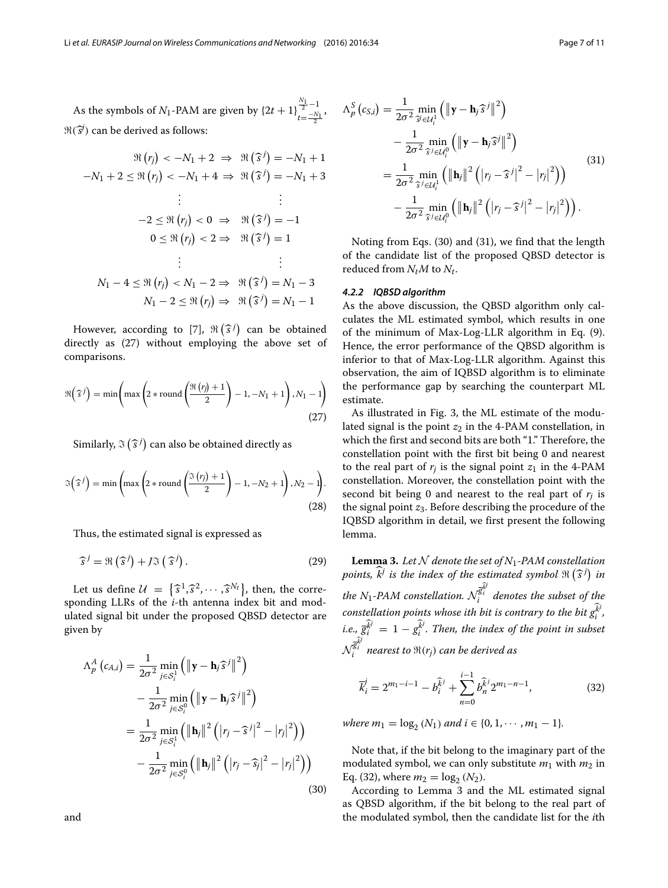As the symbols of $N_1$-PAM are given by $\{2t+1\}_{t=\frac{-N_1}{2}}^{\frac{N_1}{2}-1}$, $\Re(\widehat{s}^j)$ can be derived as follows:

$$
\begin{aligned}
\Re(r_j) < -N_1+2 \;&\Rightarrow\; \Re(\widehat{s}^j) = -N_1+1 \\
-N_1+2 \le \Re(r_j) < -N_1+4 \;&\Rightarrow\; \Re(\widehat{s}^j) = -N_1+3 \\
\vdots \qquad\qquad & \qquad\qquad \vdots \\
-2 \le \Re(r_j) < 0 \;&\Rightarrow\; \Re(\widehat{s}^j) = -1 \\
0 \le \Re(r_j) < 2 \;&\Rightarrow\; \Re(\widehat{s}^j) = 1 \\
\vdots \qquad\qquad & \qquad\qquad \vdots \\
N_1-4 \le \Re(r_j) < N_1-2 \;&\Rightarrow\; \Re(\widehat{s}^j) = N_1-3 \\
N_1-2 \le \Re(r_j) \;&\Rightarrow\; \Re(\widehat{s}^j) = N_1-1
\end{aligned}
$$

However, according to [7], $\Re(\widehat{s}^j)$ can be obtained directly as (27) without employing the above set of comparisons.

$$
\Re\left(\widehat{s}^j\right) = \min\left(\max\left(2 * \mathrm{round}\left(\frac{\Re(r_j)+1}{2}\right) - 1, -N_1+1\right), N_1-1\right) \tag{27}
$$

Similarly, $\Im(\widehat{s}^j)$ can also be obtained directly as

$$
\Im\left(\widehat{s}^j\right) = \min\left(\max\left(2 * \mathrm{round}\left(\frac{\Im(r_j)+1}{2}\right) - 1, -N_2+1\right), N_2-1\right). \tag{28}
$$

Thus, the estimated signal is expressed as

$$
\widehat{s}^j = \Re\left(\widehat{s}^j\right) + J\Im\left(\widehat{s}^j\right). \tag{29}
$$

Let us define $\mathcal{U} = \{\widehat{s}^1, \widehat{s}^2, \cdots, \widehat{s}^{N_t}\}$, then, the corresponding LLRs of the $i$-th antenna index bit and modulated signal bit under the proposed QBSD detector are given by

$$
\begin{aligned}
\Lambda_p^A\left(c_{A,i}\right) &= \frac{1}{2\sigma^2}\min_{j\in\mathcal{S}_i^1}\left(\left\|\mathbf{y}-\mathbf{h}_j\widehat{s}^j\right\|^2\right) \\
&\quad - \frac{1}{2\sigma^2}\min_{j\in\mathcal{S}_i^0}\left(\left\|\mathbf{y}-\mathbf{h}_j\widehat{s}^j\right\|^2\right) \\
&= \frac{1}{2\sigma^2}\min_{j\in\mathcal{S}_i^1}\left(\left\|\mathbf{h}_j\right\|^2\left(\left|r_j-\widehat{s}^j\right|^2-\left|r_j\right|^2\right)\right) \\
&\quad - \frac{1}{2\sigma^2}\min_{j\in\mathcal{S}_i^0}\left(\left\|\mathbf{h}_j\right\|^2\left(\left|r_j-\widehat{s}_j\right|^2-\left|r_j\right|^2\right)\right)
\end{aligned} \tag{30}
$$

and

$$
\begin{aligned}
\Lambda_p^S\left(c_{S,i}\right) &= \frac{1}{2\sigma^2}\min_{\widehat{s}^j\in\mathcal{U}_i^1}\left(\left\|\mathbf{y}-\mathbf{h}_j\widehat{s}^j\right\|^2\right) \\
&\quad - \frac{1}{2\sigma^2}\min_{\widehat{s}^j\in\mathcal{U}_i^0}\left(\left\|\mathbf{y}-\mathbf{h}_j\widehat{s}^j\right\|^2\right) \\
&= \frac{1}{2\sigma^2}\min_{\widehat{s}^j\in\mathcal{U}_i^1}\left(\left\|\mathbf{h}_j\right\|^2\left(\left|r_j-\widehat{s}^j\right|^2-\left|r_j\right|^2\right)\right) \\
&\quad - \frac{1}{2\sigma^2}\min_{\widehat{s}^j\in\mathcal{U}_i^0}\left(\left\|\mathbf{h}_j\right\|^2\left(\left|r_j-\widehat{s}^j\right|^2-\left|r_j\right|^2\right)\right).
\end{aligned} \tag{31}
$$

Noting from Eqs. (30) and (31), we find that the length of the candidate list of the proposed QBSD detector is reduced from $N_tM$ to $N_t$.

#### 4.2.2 IQBSD algorithm

As the above discussion, the QBSD algorithm only calculates the ML estimated symbol, which results in one of the minimum of Max-Log-LLR algorithm in Eq. (9). Hence, the error performance of the QBSD algorithm is inferior to that of Max-Log-LLR algorithm. Against this observation, the aim of IQBSD algorithm is to eliminate the performance gap by searching the counterpart ML estimate.

As illustrated in Fig. 3, the ML estimate of the modulated signal is the point $z_2$ in the 4-PAM constellation, in which the first and second bits are both "1." Therefore, the constellation point with the first bit being 0 and nearest to the real part of $r_j$ is the signal point $z_1$ in the 4-PAM constellation. Moreover, the constellation point with the second bit being 0 and nearest to the real part of $r_j$ is the signal point $z_3$. Before describing the procedure of the IQBSD algorithm in detail, we first present the following lemma.

**Lemma 3.** *Let $\mathcal{N}$ denote the set of $N_1$-PAM constellation points, $\widehat{k}^j$ is the index of the estimated symbol $\Re(\widehat{s}^j)$ in the $N_1$-PAM constellation. $\mathcal{N}_i^{\overline{g}_i^{\widehat{k}^j}}$ denotes the subset of the constellation points whose ith bit is contrary to the bit $g_i^{\widehat{k}^j}$, i.e., $\overline{g}_i^{\widehat{k}^j} = 1 - g_i^{\widehat{k}^j}$. Then, the index of the point in subset $\mathcal{N}_i^{\overline{g}_i^{\widehat{k}^j}}$ nearest to $\Re(r_j)$ can be derived as*

$$
\overline{k}_i^j = 2^{m_1-i-1} - b_i^{\widehat{k}^j} + \sum_{n=0}^{i-1} b_n^{\widehat{k}^j}2^{m_1-n-1}, \tag{32}
$$

*where $m_1 = \log_2(N_1)$ and $i \in \{0, 1, \cdots, m_1-1\}$.*

Note that, if the bit belong to the imaginary part of the modulated symbol, we can only substitute $m_1$ with $m_2$ in Eq. (32), where $m_2 = \log_2(N_2)$.

According to Lemma 3 and the ML estimated signal as QBSD algorithm, if the bit belong to the real part of the modulated symbol, then the candidate list for the $i$th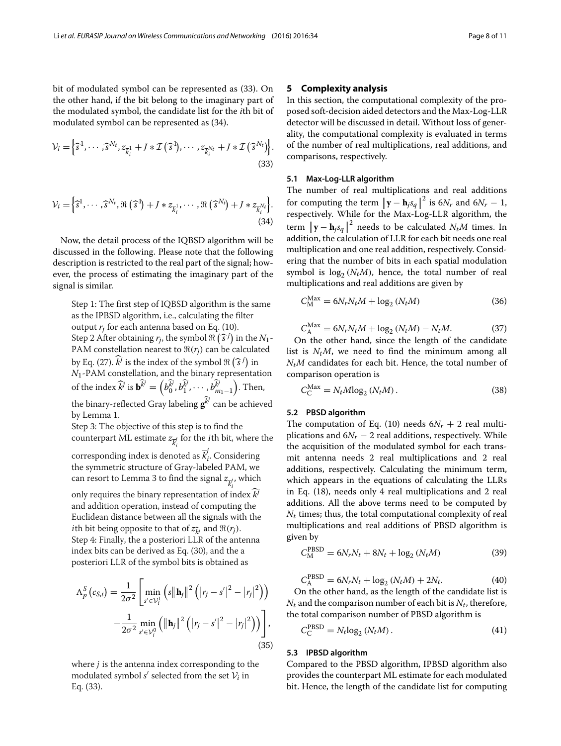bit of modulated symbol can be represented as (33). On the other hand, if the bit belong to the imaginary part of the modulated symbol, the candidate list for the $i$th bit of modulated symbol can be represented as (34).

$$\mathcal{V}_i = \left\{ \widehat{s}^1, \cdots, \widehat{s}^{N_t}, z_{\overline{k}_i^1} + J * \mathcal{I}\left(\widehat{s}^1\right), \cdots, z_{\overline{k}_i^{N_t}} + J * \mathcal{I}\left(\widehat{s}^{N_t}\right) \right\}. \tag{33}$$

$$\mathcal{V}_i = \left\{ \widehat{s}^1, \cdots, \widehat{s}^{N_t}, \Re\left(\widehat{s}^1\right) + J * z_{\overline{k}_i^1}, \cdots, \Re\left(\widehat{s}^{N_t}\right) + J * z_{\overline{k}_i^{N_t}} \right\}. \tag{34}$$

Now, the detail process of the IQBSD algorithm will be discussed in the following. Please note that the following description is restricted to the real part of the signal; however, the process of estimating the imaginary part of the signal is similar.

Step 1: The first step of IQBSD algorithm is the same as the IPBSD algorithm, i.e., calculating the filter output $r_j$ for each antenna based on Eq. (10).

Step 2 After obtaining $r_j$, the symbol $\Re\left(\widehat{s}^j\right)$ in the $N_1$-PAM constellation nearest to $\Re(r_j)$ can be calculated by Eq. (27). $\widehat{k}^j$ is the index of the symbol $\Re\left(\widehat{s}^j\right)$ in $N_1$-PAM constellation, and the binary representation of the index $\widehat{k}^j$ is $\mathbf{b}^{\widehat{k}^j} = \left(b_0^{\widehat{k}^j}, b_1^{\widehat{k}^j}, \cdots, b_{m_1-1}^{\widehat{k}^j}\right)$. Then, the binary-reflected Gray labeling $\mathbf{g}^{\widehat{k}^j}$ can be achieved by Lemma 1.

Step 3: The objective of this step is to find the counterpart ML estimate $z_{\overline{k}_i^j}$ for the $i$th bit, where the corresponding index is denoted as $\overline{k}_i^j$. Considering the symmetric structure of Gray-labeled PAM, we can resort to Lemma 3 to find the signal $z_{\overline{k}_i^j}$, which only requires the binary representation of index $\widehat{k}^j$ and addition operation, instead of computing the Euclidean distance between all the signals with the $i$th bit being opposite to that of $z_{\widehat{k}^j}$ and $\Re(r_j)$.

Step 4: Finally, the a posteriori LLR of the antenna index bits can be derived as Eq. (30), and the a posteriori LLR of the symbol bits is obtained as

$$\Lambda_p^S\left(c_{S,i}\right) = \frac{1}{2\sigma^2}\left[\min_{s' \in \mathcal{V}_i^1}\left(s\left\|\mathbf{h}_j\right\|^2\left(\left|r_j - s'\right|^2 - \left|r_j\right|^2\right)\right) - \frac{1}{2\sigma^2}\min_{s' \in \mathcal{V}_i^0}\left(\left\|\mathbf{h}_j\right\|^2\left(\left|r_j - s'\right|^2 - \left|r_j\right|^2\right)\right)\right], \tag{35}$$

where $j$ is the antenna index corresponding to the modulated symbol $s'$ selected from the set $\mathcal{V}_i$ in Eq. (33).

## 5 Complexity analysis

In this section, the computational complexity of the proposed soft-decision aided detectors and the Max-Log-LLR detector will be discussed in detail. Without loss of generality, the computational complexity is evaluated in terms of the number of real multiplications, real additions, and comparisons, respectively.

### 5.1 Max-Log-LLR algorithm

The number of real multiplications and real additions for computing the term $\left\|\mathbf{y} - \mathbf{h}_j s_q\right\|^2$ is $6N_r$ and $6N_r - 1$, respectively. While for the Max-Log-LLR algorithm, the term $\left\|\mathbf{y} - \mathbf{h}_j s_q\right\|^2$ needs to be calculated $N_t M$ times. In addition, the calculation of LLR for each bit needs one real multiplication and one real addition, respectively. Considering that the number of bits in each spatial modulation symbol is $\log_2(N_t M)$, hence, the total number of real multiplications and real additions are given by

$$C_{\mathrm{M}}^{\mathrm{Max}} = 6N_r N_t M + \log_2(N_t M) \tag{36}$$

$$C_{\mathrm{A}}^{\mathrm{Max}} = 6N_r N_t M + \log_2(N_t M) - N_t M. \tag{37}$$

On the other hand, since the length of the candidate list is $N_t M$, we need to find the minimum among all $N_t M$ candidates for each bit. Hence, the total number of comparison operation is

$$C_{\mathrm{C}}^{\mathrm{Max}} = N_t M \log_2(N_t M). \tag{38}$$

### 5.2 PBSD algorithm

The computation of Eq. (10) needs $6N_r + 2$ real multiplications and $6N_r - 2$ real additions, respectively. While the acquisition of the modulated symbol for each transmit antenna needs 2 real multiplications and 2 real additions, respectively. Calculating the minimum term, which appears in the equations of calculating the LLRs in Eq. (18), needs only 4 real multiplications and 2 real additions. All the above terms need to be computed by $N_t$ times; thus, the total computational complexity of real multiplications and real additions of PBSD algorithm is given by

$$C_{\mathrm{M}}^{\mathrm{PBSD}} = 6N_r N_t + 8N_t + \log_2(N_t M) \tag{39}$$

$$C_{\mathrm{A}}^{\mathrm{PBSD}} = 6N_r N_t + \log_2(N_t M) + 2N_t. \tag{40}$$

On the other hand, as the length of the candidate list is $N_t$ and the comparison number of each bit is $N_t$, therefore, the total comparison number of PBSD algorithm is

$$C_{\mathrm{C}}^{\mathrm{PBSD}} = N_t \log_2(N_t M). \tag{41}$$

### 5.3 IPBSD algorithm

Compared to the PBSD algorithm, IPBSD algorithm also provides the counterpart ML estimate for each modulated bit. Hence, the length of the candidate list for computing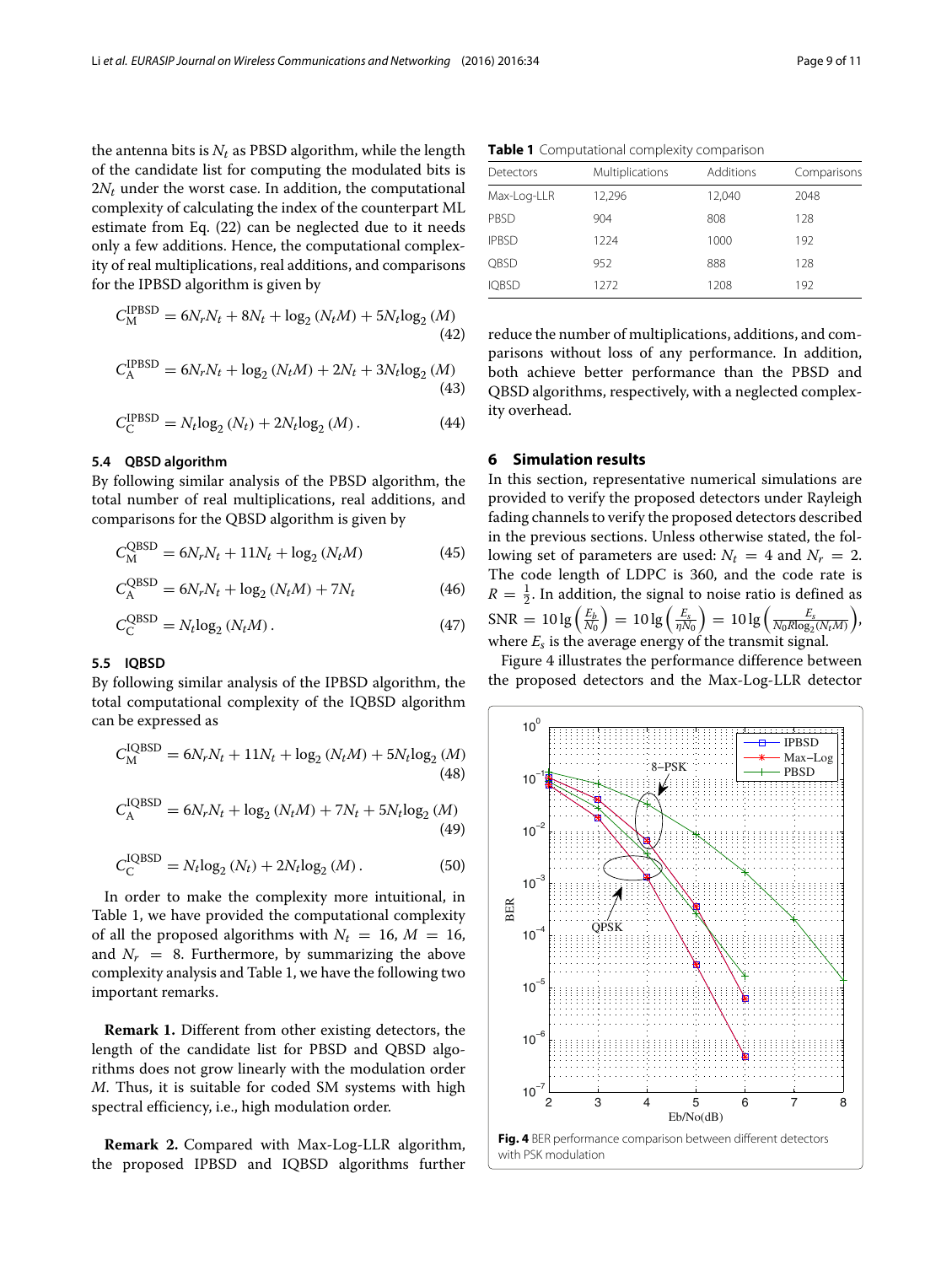the antenna bits is $N_t$ as PBSD algorithm, while the length of the candidate list for computing the modulated bits is $2N_t$ under the worst case. In addition, the computational complexity of calculating the index of the counterpart ML estimate from Eq. (22) can be neglected due to it needs only a few additions. Hence, the computational complexity of real multiplications, real additions, and comparisons for the IPBSD algorithm is given by

$$C_{\mathrm{M}}^{\mathrm{IPBSD}} = 6N_rN_t + 8N_t + \log_2(N_tM) + 5N_t\log_2(M) \tag{42}$$

$$C_{\mathrm{A}}^{\mathrm{IPBSD}} = 6N_rN_t + \log_2(N_tM) + 2N_t + 3N_t\log_2(M) \tag{43}$$

$$C_{\mathrm{C}}^{\mathrm{IPBSD}} = N_t\log_2(N_t) + 2N_t\log_2(M). \tag{44}$$

### 5.4 QBSD algorithm

By following similar analysis of the PBSD algorithm, the total number of real multiplications, real additions, and comparisons for the QBSD algorithm is given by

$$C_{\mathrm{M}}^{\mathrm{QBSD}} = 6N_rN_t + 11N_t + \log_2(N_tM) \tag{45}$$

$$C_{\mathrm{A}}^{\mathrm{QBSD}} = 6N_rN_t + \log_2(N_tM) + 7N_t \tag{46}$$

$$C_{\mathrm{C}}^{\mathrm{QBSD}} = N_t\log_2(N_tM). \tag{47}$$

### 5.5 IQBSD

By following similar analysis of the IPBSD algorithm, the total computational complexity of the IQBSD algorithm can be expressed as

$$C_{\mathrm{M}}^{\mathrm{IQBSD}} = 6N_rN_t + 11N_t + \log_2(N_tM) + 5N_t\log_2(M) \tag{48}$$

$$C_{\mathrm{A}}^{\mathrm{IQBSD}} = 6N_rN_t + \log_2(N_tM) + 7N_t + 5N_t\log_2(M) \tag{49}$$

$$C_{\mathrm{C}}^{\mathrm{IQBSD}} = N_t\log_2(N_t) + 2N_t\log_2(M). \tag{50}$$

In order to make the complexity more intuitional, in Table 1, we have provided the computational complexity of all the proposed algorithms with $N_t = 16$, $M = 16$, and $N_r = 8$. Furthermore, by summarizing the above complexity analysis and Table 1, we have the following two important remarks.

**Remark 1.** Different from other existing detectors, the length of the candidate list for PBSD and QBSD algorithms does not grow linearly with the modulation order $M$. Thus, it is suitable for coded SM systems with high spectral efficiency, i.e., high modulation order.

**Remark 2.** Compared with Max-Log-LLR algorithm, the proposed IPBSD and IQBSD algorithms further reduce the number of multiplications, additions, and comparisons without loss of any performance. In addition, both achieve better performance than the PBSD and QBSD algorithms, respectively, with a neglected complexity overhead.

**Table 1** Computational complexity comparison

| Detectors | Multiplications | Additions | Comparisons |
|---|---|---|---|
| Max-Log-LLR | 12,296 | 12,040 | 2048 |
| PBSD | 904 | 808 | 128 |
| IPBSD | 1224 | 1000 | 192 |
| QBSD | 952 | 888 | 128 |
| IQBSD | 1272 | 1208 | 192 |

## 6 Simulation results

In this section, representative numerical simulations are provided to verify the proposed detectors under Rayleigh fading channels to verify the proposed detectors described in the previous sections. Unless otherwise stated, the following set of parameters are used: $N_t = 4$ and $N_r = 2$. The code length of LDPC is 360, and the code rate is $R = \frac{1}{2}$. In addition, the signal to noise ratio is defined as $\mathrm{SNR} = 10\lg\left(\frac{E_b}{N_0}\right) = 10\lg\left(\frac{E_s}{\eta N_0}\right) = 10\lg\left(\frac{E_s}{N_0 R\log_2(N_tM)}\right)$, where $E_s$ is the average energy of the transmit signal.

Figure 4 illustrates the performance difference between the proposed detectors and the Max-Log-LLR detector

**Fig. 4** BER performance comparison between different detectors with PSK modulation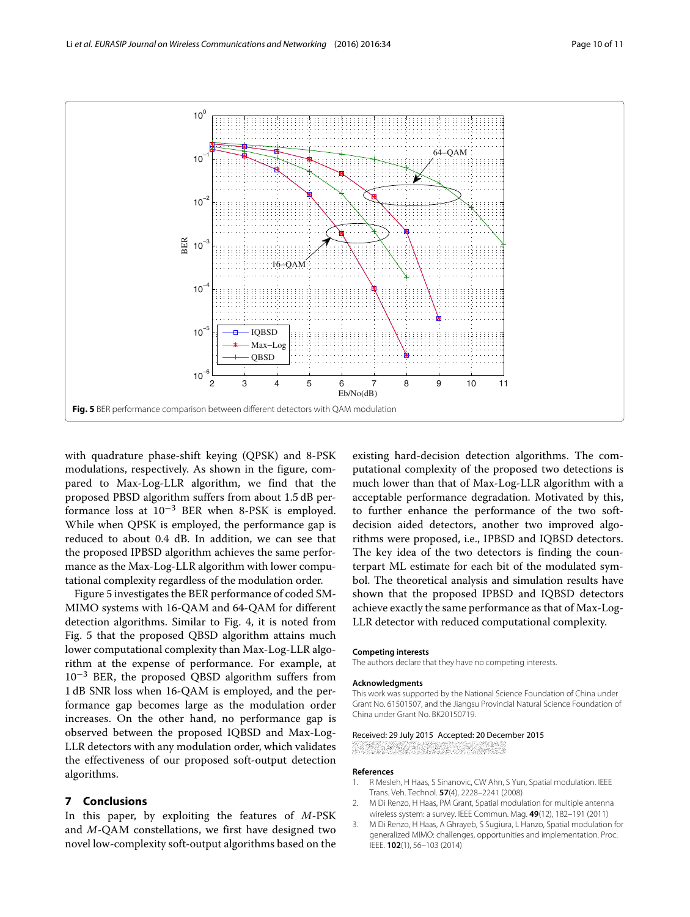**Fig. 5** BER performance comparison between different detectors with QAM modulation

with quadrature phase-shift keying (QPSK) and 8-PSK modulations, respectively. As shown in the figure, compared to Max-Log-LLR algorithm, we find that the proposed PBSD algorithm suffers from about 1.5 dB performance loss at $10^{-3}$ BER when 8-PSK is employed. While when QPSK is employed, the performance gap is reduced to about 0.4 dB. In addition, we can see that the proposed IPBSD algorithm achieves the same performance as the Max-Log-LLR algorithm with lower computational complexity regardless of the modulation order.

Figure 5 investigates the BER performance of coded SM-MIMO systems with 16-QAM and 64-QAM for different detection algorithms. Similar to Fig. 4, it is noted from Fig. 5 that the proposed QBSD algorithm attains much lower computational complexity than Max-Log-LLR algorithm at the expense of performance. For example, at $10^{-3}$ BER, the proposed QBSD algorithm suffers from 1 dB SNR loss when 16-QAM is employed, and the performance gap becomes large as the modulation order increases. On the other hand, no performance gap is observed between the proposed IQBSD and Max-Log-LLR detectors with any modulation order, which validates the effectiveness of our proposed soft-output detection algorithms.

## 7 Conclusions

In this paper, by exploiting the features of $M$-PSK and $M$-QAM constellations, we first have designed two novel low-complexity soft-output algorithms based on the existing hard-decision detection algorithms. The computational complexity of the proposed two detections is much lower than that of Max-Log-LLR algorithm with a acceptable performance degradation. Motivated by this, to further enhance the performance of the two soft-decision aided detectors, another two improved algorithms were proposed, i.e., IPBSD and IQBSD detectors. The key idea of the two detectors is finding the counterpart ML estimate for each bit of the modulated symbol. The theoretical analysis and simulation results have shown that the proposed IPBSD and IQBSD detectors achieve exactly the same performance as that of Max-Log-LLR detector with reduced computational complexity.

#### Competing interests

The authors declare that they have no competing interests.

#### Acknowledgments

This work was supported by the National Science Foundation of China under Grant No. 61501507, and the Jiangsu Provincial Natural Science Foundation of China under Grant No. BK20150719.

Received: 29 July 2015 Accepted: 20 December 2015

#### References

1. R Mesleh, H Haas, S Sinanovic, CW Ahn, S Yun, Spatial modulation. IEEE Trans. Veh. Technol. **57**(4), 2228–2241 (2008)
2. M Di Renzo, H Haas, PM Grant, Spatial modulation for multiple antenna wireless system: a survey. IEEE Commun. Mag. **49**(12), 182–191 (2011)
3. M Di Renzo, H Haas, A Ghrayeb, S Sugiura, L Hanzo, Spatial modulation for generalized MIMO: challenges, opportunities and implementation. Proc. IEEE. **102**(1), 56–103 (2014)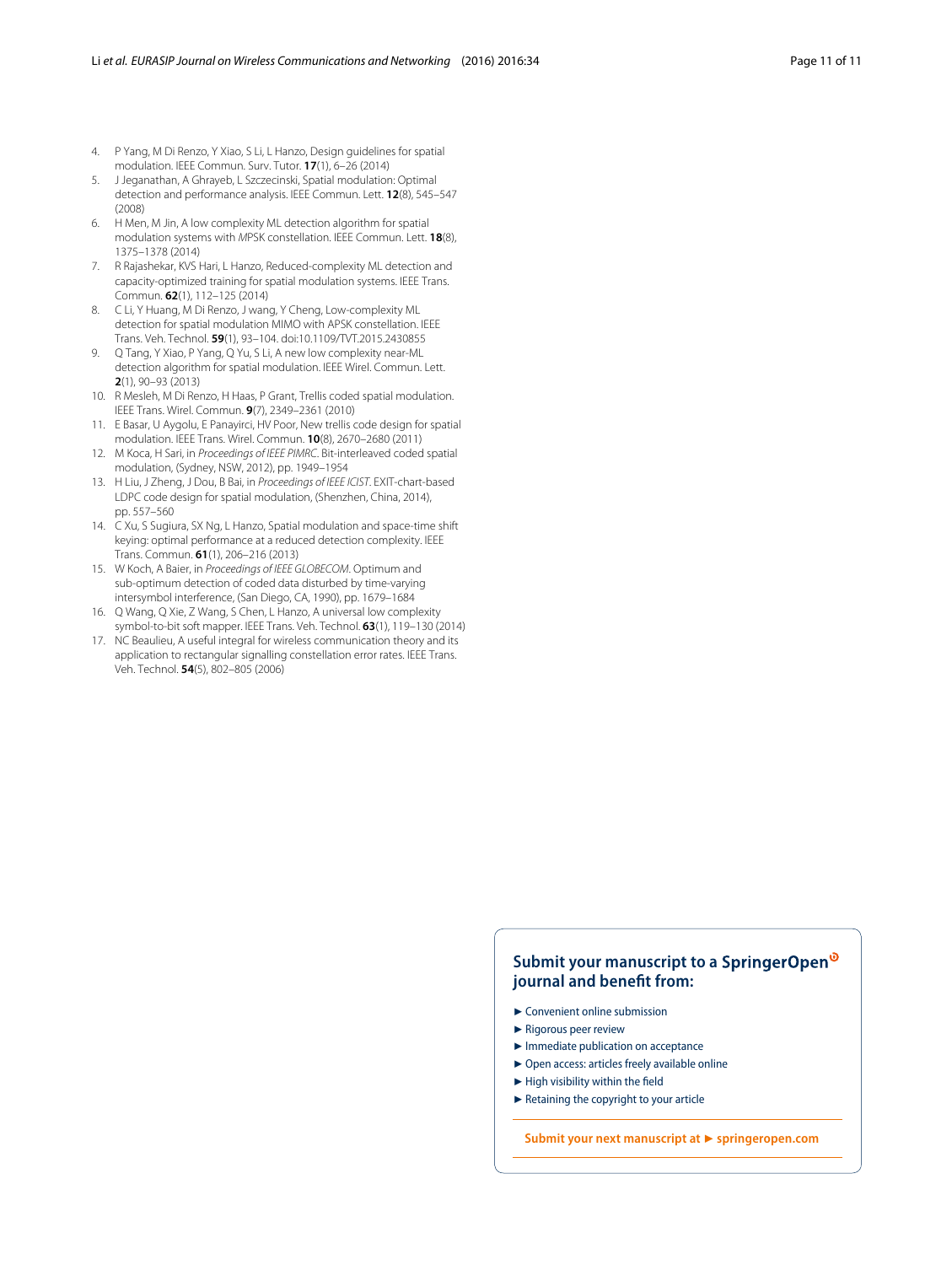4. P Yang, M Di Renzo, Y Xiao, S Li, L Hanzo, Design guidelines for spatial modulation. IEEE Commun. Surv. Tutor. **17**(1), 6–26 (2014)
5. J Jeganathan, A Ghrayeb, L Szczecinski, Spatial modulation: Optimal detection and performance analysis. IEEE Commun. Lett. **12**(8), 545–547 (2008)
6. H Men, M Jin, A low complexity ML detection algorithm for spatial modulation systems with *M*PSK constellation. IEEE Commun. Lett. **18**(8), 1375–1378 (2014)
7. R Rajashekar, KVS Hari, L Hanzo, Reduced-complexity ML detection and capacity-optimized training for spatial modulation systems. IEEE Trans. Commun. **62**(1), 112–125 (2014)
8. C Li, Y Huang, M Di Renzo, J wang, Y Cheng, Low-complexity ML detection for spatial modulation MIMO with APSK constellation. IEEE Trans. Veh. Technol. **59**(1), 93–104. doi:10.1109/TVT.2015.2430855
9. Q Tang, Y Xiao, P Yang, Q Yu, S Li, A new low complexity near-ML detection algorithm for spatial modulation. IEEE Wirel. Commun. Lett. **2**(1), 90–93 (2013)
10. R Mesleh, M Di Renzo, H Haas, P Grant, Trellis coded spatial modulation. IEEE Trans. Wirel. Commun. **9**(7), 2349–2361 (2010)
11. E Basar, U Aygolu, E Panayirci, HV Poor, New trellis code design for spatial modulation. IEEE Trans. Wirel. Commun. **10**(8), 2670–2680 (2011)
12. M Koca, H Sari, in *Proceedings of IEEE PIMRC*. Bit-interleaved coded spatial modulation, (Sydney, NSW, 2012), pp. 1949–1954
13. H Liu, J Zheng, J Dou, B Bai, in *Proceedings of IEEE ICIST*. EXIT-chart-based LDPC code design for spatial modulation, (Shenzhen, China, 2014), pp. 557–560
14. C Xu, S Sugiura, SX Ng, L Hanzo, Spatial modulation and space-time shift keying: optimal performance at a reduced detection complexity. IEEE Trans. Commun. **61**(1), 206–216 (2013)
15. W Koch, A Baier, in *Proceedings of IEEE GLOBECOM*. Optimum and sub-optimum detection of coded data disturbed by time-varying intersymbol interference, (San Diego, CA, 1990), pp. 1679–1684
16. Q Wang, Q Xie, Z Wang, S Chen, L Hanzo, A universal low complexity symbol-to-bit soft mapper. IEEE Trans. Veh. Technol. **63**(1), 119–130 (2014)
17. NC Beaulieu, A useful integral for wireless communication theory and its application to rectangular signalling constellation error rates. IEEE Trans. Veh. Technol. **54**(5), 802–805 (2006)

**Submit your manuscript to a SpringerOpen journal and benefit from:**

- ► Convenient online submission
- ► Rigorous peer review
- ► Immediate publication on acceptance
- ► Open access: articles freely available online
- ► High visibility within the field
- ► Retaining the copyright to your article

**Submit your next manuscript at ► springeropen.com**